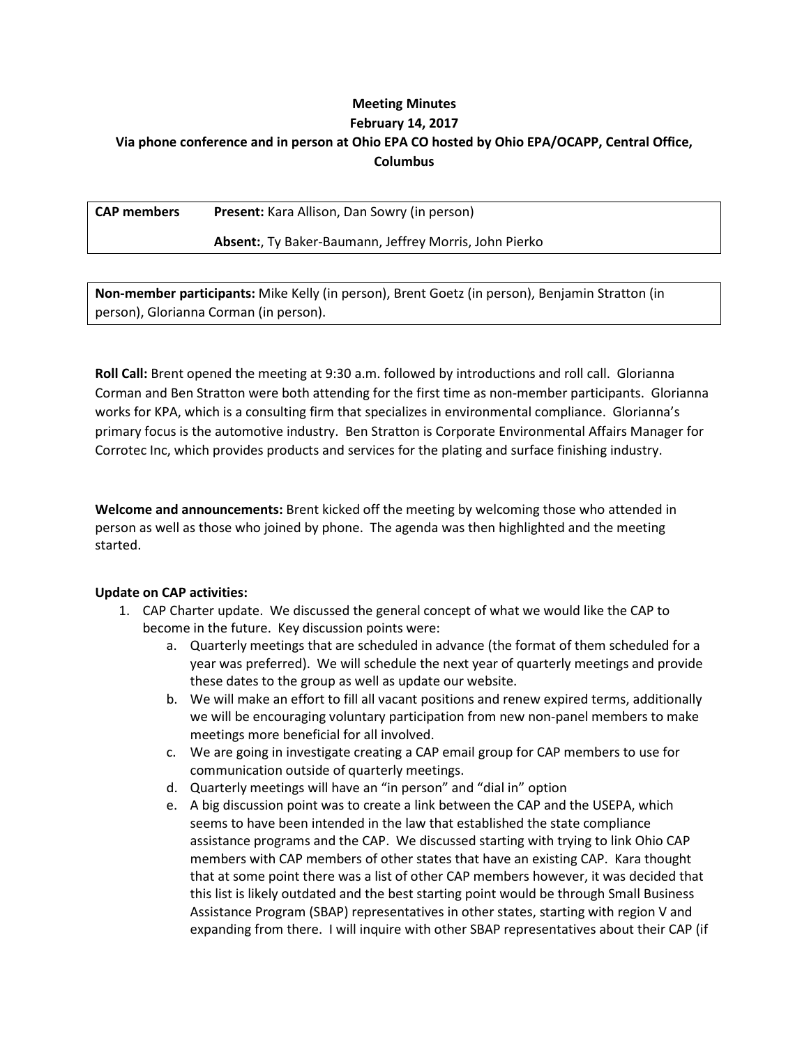**Meeting Minutes**
**February 14, 2017**
**Via phone conference and in person at Ohio EPA CO hosted by Ohio EPA/OCAPP, Central Office, Columbus**

| **CAP members** | **Present:** Kara Allison, Dan Sowry (in person) |
|---|---|
| | **Absent:**, Ty Baker-Baumann, Jeffrey Morris, John Pierko |

**Non-member participants:** Mike Kelly (in person), Brent Goetz (in person), Benjamin Stratton (in person), Glorianna Corman (in person).

**Roll Call:** Brent opened the meeting at 9:30 a.m. followed by introductions and roll call. Glorianna Corman and Ben Stratton were both attending for the first time as non-member participants. Glorianna works for KPA, which is a consulting firm that specializes in environmental compliance. Glorianna's primary focus is the automotive industry. Ben Stratton is Corporate Environmental Affairs Manager for Corrotec Inc, which provides products and services for the plating and surface finishing industry.

**Welcome and announcements:** Brent kicked off the meeting by welcoming those who attended in person as well as those who joined by phone. The agenda was then highlighted and the meeting started.

**Update on CAP activities:**

1. CAP Charter update. We discussed the general concept of what we would like the CAP to become in the future. Key discussion points were:
   a. Quarterly meetings that are scheduled in advance (the format of them scheduled for a year was preferred). We will schedule the next year of quarterly meetings and provide these dates to the group as well as update our website.
   b. We will make an effort to fill all vacant positions and renew expired terms, additionally we will be encouraging voluntary participation from new non-panel members to make meetings more beneficial for all involved.
   c. We are going in investigate creating a CAP email group for CAP members to use for communication outside of quarterly meetings.
   d. Quarterly meetings will have an "in person" and "dial in" option
   e. A big discussion point was to create a link between the CAP and the USEPA, which seems to have been intended in the law that established the state compliance assistance programs and the CAP. We discussed starting with trying to link Ohio CAP members with CAP members of other states that have an existing CAP. Kara thought that at some point there was a list of other CAP members however, it was decided that this list is likely outdated and the best starting point would be through Small Business Assistance Program (SBAP) representatives in other states, starting with region V and expanding from there. I will inquire with other SBAP representatives about their CAP (if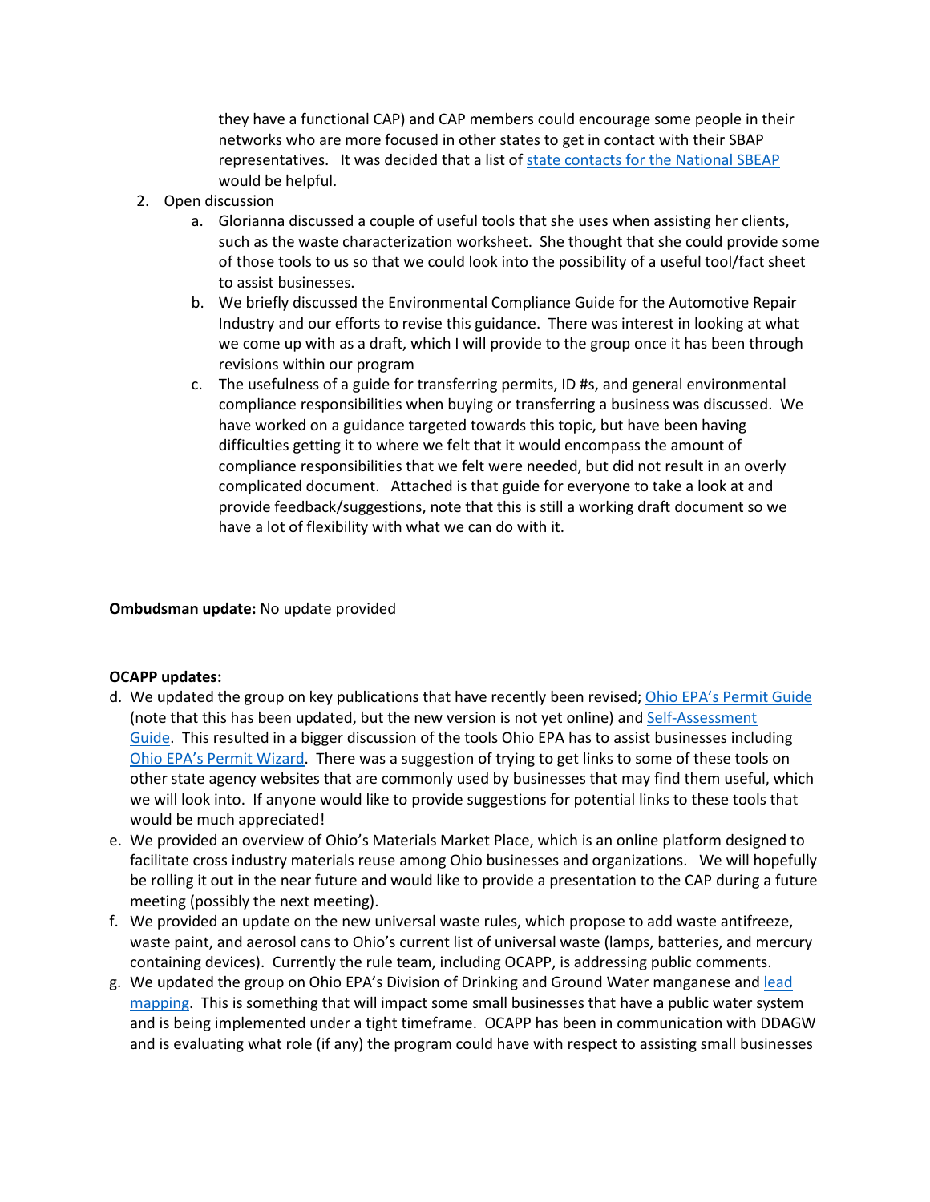they have a functional CAP) and CAP members could encourage some people in their networks who are more focused in other states to get in contact with their SBAP representatives. It was decided that a list of state contacts for the National SBEAP would be helpful.

2. Open discussion
   a. Glorianna discussed a couple of useful tools that she uses when assisting her clients, such as the waste characterization worksheet. She thought that she could provide some of those tools to us so that we could look into the possibility of a useful tool/fact sheet to assist businesses.
   b. We briefly discussed the Environmental Compliance Guide for the Automotive Repair Industry and our efforts to revise this guidance. There was interest in looking at what we come up with as a draft, which I will provide to the group once it has been through revisions within our program
   c. The usefulness of a guide for transferring permits, ID #s, and general environmental compliance responsibilities when buying or transferring a business was discussed. We have worked on a guidance targeted towards this topic, but have been having difficulties getting it to where we felt that it would encompass the amount of compliance responsibilities that we felt were needed, but did not result in an overly complicated document. Attached is that guide for everyone to take a look at and provide feedback/suggestions, note that this is still a working draft document so we have a lot of flexibility with what we can do with it.

**Ombudsman update:** No update provided

**OCAPP updates:**

d. We updated the group on key publications that have recently been revised; Ohio EPA's Permit Guide (note that this has been updated, but the new version is not yet online) and Self-Assessment Guide. This resulted in a bigger discussion of the tools Ohio EPA has to assist businesses including Ohio EPA's Permit Wizard. There was a suggestion of trying to get links to some of these tools on other state agency websites that are commonly used by businesses that may find them useful, which we will look into. If anyone would like to provide suggestions for potential links to these tools that would be much appreciated!

e. We provided an overview of Ohio's Materials Market Place, which is an online platform designed to facilitate cross industry materials reuse among Ohio businesses and organizations. We will hopefully be rolling it out in the near future and would like to provide a presentation to the CAP during a future meeting (possibly the next meeting).

f. We provided an update on the new universal waste rules, which propose to add waste antifreeze, waste paint, and aerosol cans to Ohio's current list of universal waste (lamps, batteries, and mercury containing devices). Currently the rule team, including OCAPP, is addressing public comments.

g. We updated the group on Ohio EPA's Division of Drinking and Ground Water manganese and lead mapping. This is something that will impact some small businesses that have a public water system and is being implemented under a tight timeframe. OCAPP has been in communication with DDAGW and is evaluating what role (if any) the program could have with respect to assisting small businesses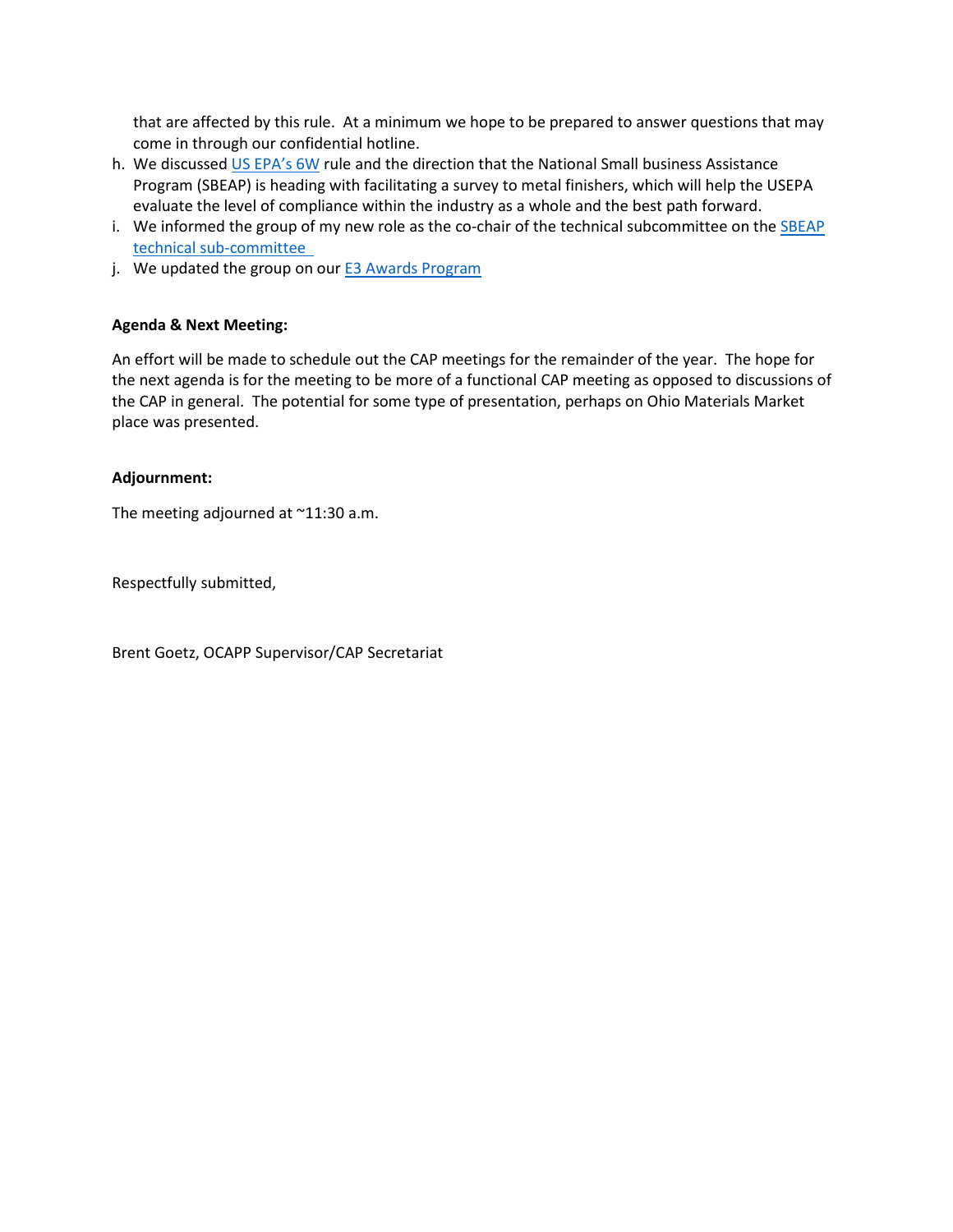that are affected by this rule. At a minimum we hope to be prepared to answer questions that may come in through our confidential hotline.

h. We discussed US EPA's 6W rule and the direction that the National Small business Assistance Program (SBEAP) is heading with facilitating a survey to metal finishers, which will help the USEPA evaluate the level of compliance within the industry as a whole and the best path forward.
i. We informed the group of my new role as the co-chair of the technical subcommittee on the SBEAP technical sub-committee
j. We updated the group on our E3 Awards Program

**Agenda & Next Meeting:**

An effort will be made to schedule out the CAP meetings for the remainder of the year. The hope for the next agenda is for the meeting to be more of a functional CAP meeting as opposed to discussions of the CAP in general. The potential for some type of presentation, perhaps on Ohio Materials Market place was presented.

**Adjournment:**

The meeting adjourned at ~11:30 a.m.

Respectfully submitted,

Brent Goetz, OCAPP Supervisor/CAP Secretariat